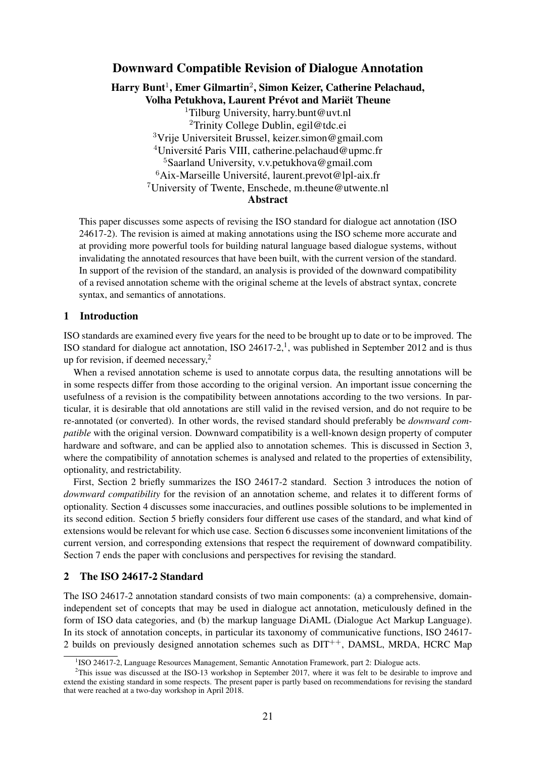# Downward Compatible Revision of Dialogue Annotation

**Harry Bunt[1], Emer Gilmartin[2], Simon Keizer, Catherine Pelachaud, Volha Petukhova, Laurent Prévot and Mariët Theune**

[1]Tilburg University, harry.bunt@uvt.nl
[2]Trinity College Dublin, egil@tdc.ei
[3]Vrije Universiteit Brussel, keizer.simon@gmail.com
[4]Université Paris VIII, catherine.pelachaud@upmc.fr
[5]Saarland University, v.v.petukhova@gmail.com
[6]Aix-Marseille Université, laurent.prevot@lpl-aix.fr
[7]University of Twente, Enschede, m.theune@utwente.nl

**Abstract**

This paper discusses some aspects of revising the ISO standard for dialogue act annotation (ISO 24617-2). The revision is aimed at making annotations using the ISO scheme more accurate and at providing more powerful tools for building natural language based dialogue systems, without invalidating the annotated resources that have been built, with the current version of the standard. In support of the revision of the standard, an analysis is provided of the downward compatibility of a revised annotation scheme with the original scheme at the levels of abstract syntax, concrete syntax, and semantics of annotations.

## 1 Introduction

ISO standards are examined every five years for the need to be brought up to date or to be improved. The ISO standard for dialogue act annotation, ISO 24617-2,[1], was published in September 2012 and is thus up for revision, if deemed necessary,[2]

When a revised annotation scheme is used to annotate corpus data, the resulting annotations will be in some respects differ from those according to the original version. An important issue concerning the usefulness of a revision is the compatibility between annotations according to the two versions. In particular, it is desirable that old annotations are still valid in the revised version, and do not require to be re-annotated (or converted). In other words, the revised standard should preferably be *downward compatible* with the original version. Downward compatibility is a well-known design property of computer hardware and software, and can be applied also to annotation schemes. This is discussed in Section 3, where the compatibility of annotation schemes is analysed and related to the properties of extensibility, optionality, and restrictability.

First, Section 2 briefly summarizes the ISO 24617-2 standard. Section 3 introduces the notion of *downward compatibility* for the revision of an annotation scheme, and relates it to different forms of optionality. Section 4 discusses some inaccuracies, and outlines possible solutions to be implemented in its second edition. Section 5 briefly considers four different use cases of the standard, and what kind of extensions would be relevant for which use case. Section 6 discusses some inconvenient limitations of the current version, and corresponding extensions that respect the requirement of downward compatibility. Section 7 ends the paper with conclusions and perspectives for revising the standard.

## 2 The ISO 24617-2 Standard

The ISO 24617-2 annotation standard consists of two main components: (a) a comprehensive, domain-independent set of concepts that may be used in dialogue act annotation, meticulously defined in the form of ISO data categories, and (b) the markup language DiAML (Dialogue Act Markup Language). In its stock of annotation concepts, in particular its taxonomy of communicative functions, ISO 24617-2 builds on previously designed annotation schemes such as DIT$^{++}$, DAMSL, MRDA, HCRC Map

[1]ISO 24617-2, Language Resources Management, Semantic Annotation Framework, part 2: Dialogue acts.

[2]This issue was discussed at the ISO-13 workshop in September 2017, where it was felt to be desirable to improve and extend the existing standard in some respects. The present paper is partly based on recommendations for revising the standard that were reached at a two-day workshop in April 2018.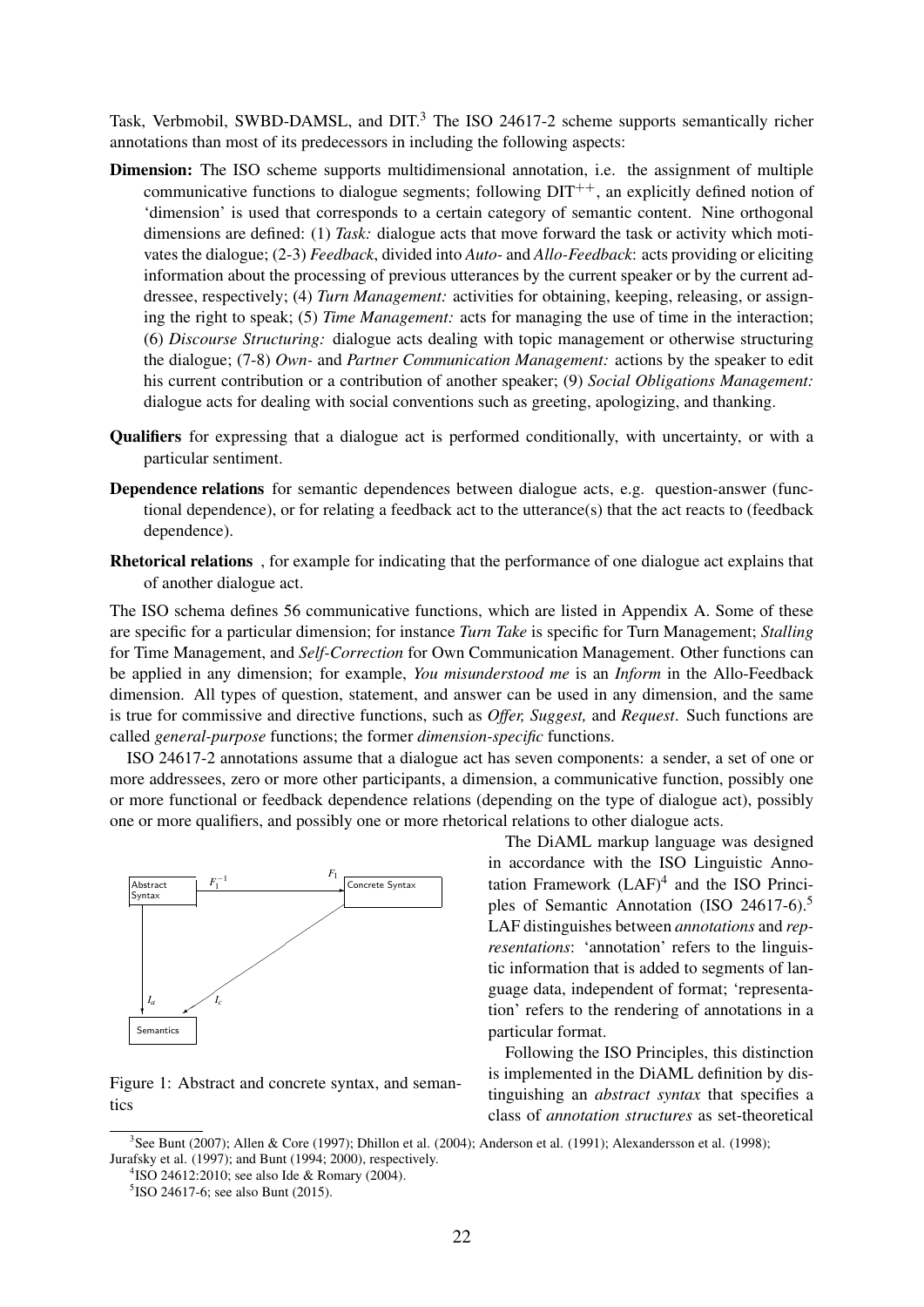Task, Verbmobil, SWBD-DAMSL, and DIT.[3] The ISO 24617-2 scheme supports semantically richer annotations than most of its predecessors in including the following aspects:

**Dimension:** The ISO scheme supports multidimensional annotation, i.e. the assignment of multiple communicative functions to dialogue segments; following DIT$^{++}$, an explicitly defined notion of 'dimension' is used that corresponds to a certain category of semantic content. Nine orthogonal dimensions are defined: (1) *Task:* dialogue acts that move forward the task or activity which motivates the dialogue; (2-3) *Feedback*, divided into *Auto-* and *Allo-Feedback*: acts providing or eliciting information about the processing of previous utterances by the current speaker or by the current addressee, respectively; (4) *Turn Management:* activities for obtaining, keeping, releasing, or assigning the right to speak; (5) *Time Management:* acts for managing the use of time in the interaction; (6) *Discourse Structuring:* dialogue acts dealing with topic management or otherwise structuring the dialogue; (7-8) *Own-* and *Partner Communication Management:* actions by the speaker to edit his current contribution or a contribution of another speaker; (9) *Social Obligations Management:* dialogue acts for dealing with social conventions such as greeting, apologizing, and thanking.

**Qualifiers** for expressing that a dialogue act is performed conditionally, with uncertainty, or with a particular sentiment.

**Dependence relations** for semantic dependences between dialogue acts, e.g. question-answer (functional dependence), or for relating a feedback act to the utterance(s) that the act reacts to (feedback dependence).

**Rhetorical relations** , for example for indicating that the performance of one dialogue act explains that of another dialogue act.

The ISO schema defines 56 communicative functions, which are listed in Appendix A. Some of these are specific for a particular dimension; for instance *Turn Take* is specific for Turn Management; *Stalling* for Time Management, and *Self-Correction* for Own Communication Management. Other functions can be applied in any dimension; for example, *You misunderstood me* is an *Inform* in the Allo-Feedback dimension. All types of question, statement, and answer can be used in any dimension, and the same is true for commissive and directive functions, such as *Offer, Suggest,* and *Request*. Such functions are called *general-purpose* functions; the former *dimension-specific* functions.

ISO 24617-2 annotations assume that a dialogue act has seven components: a sender, a set of one or more addressees, zero or more other participants, a dimension, a communicative function, possibly one or more functional or feedback dependence relations (depending on the type of dialogue act), possibly one or more qualifiers, and possibly one or more rhetorical relations to other dialogue acts.

| Abstract Syntax | $F_1^{-1}$ → $F_1$ | Concrete Syntax |
|---|---|---|
| ↓ $I_a$ | | ↙ $I_c$ |
| Semantics | | |

Figure 1: Abstract and concrete syntax, and semantics

The DiAML markup language was designed in accordance with the ISO Linguistic Annotation Framework (LAF)[4] and the ISO Principles of Semantic Annotation (ISO 24617-6).[5] LAF distinguishes between *annotations* and *representations*: 'annotation' refers to the linguistic information that is added to segments of language data, independent of format; 'representation' refers to the rendering of annotations in a particular format.

Following the ISO Principles, this distinction is implemented in the DiAML definition by distinguishing an *abstract syntax* that specifies a class of *annotation structures* as set-theoretical

[3] See Bunt (2007); Allen & Core (1997); Dhillon et al. (2004); Anderson et al. (1991); Alexandersson et al. (1998); Jurafsky et al. (1997); and Bunt (1994; 2000), respectively.

[4] ISO 24612:2010; see also Ide & Romary (2004).

[5] ISO 24617-6; see also Bunt (2015).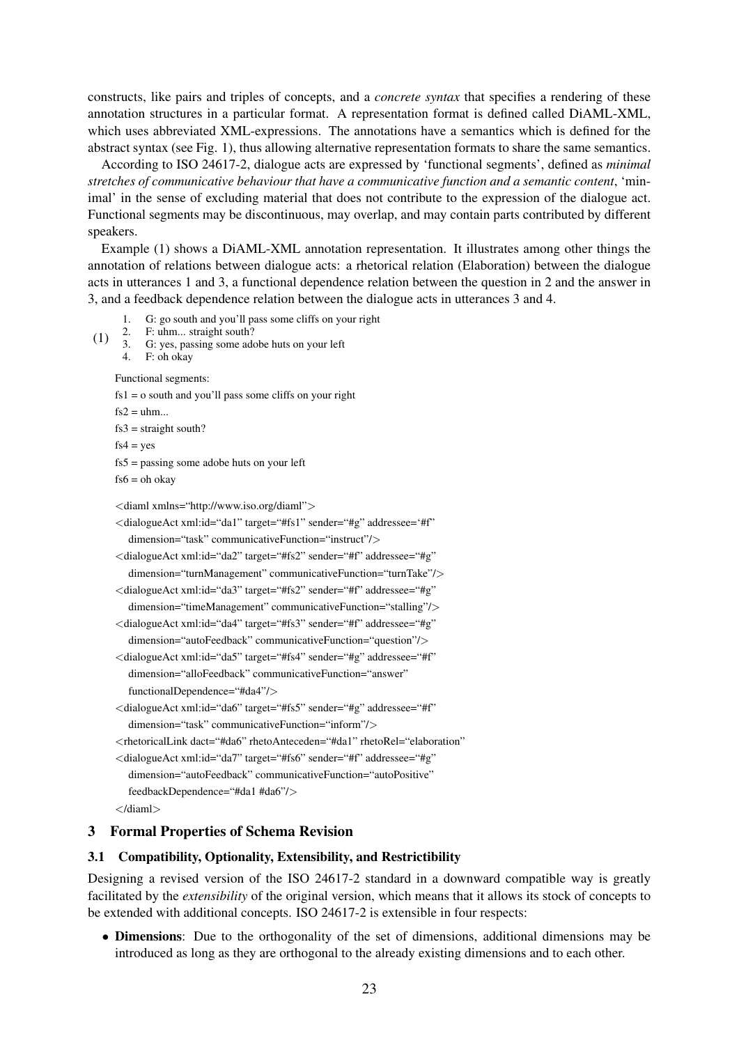constructs, like pairs and triples of concepts, and a *concrete syntax* that specifies a rendering of these annotation structures in a particular format. A representation format is defined called DiAML-XML, which uses abbreviated XML-expressions. The annotations have a semantics which is defined for the abstract syntax (see Fig. 1), thus allowing alternative representation formats to share the same semantics.

According to ISO 24617-2, dialogue acts are expressed by 'functional segments', defined as *minimal stretches of communicative behaviour that have a communicative function and a semantic content*, 'minimal' in the sense of excluding material that does not contribute to the expression of the dialogue act. Functional segments may be discontinuous, may overlap, and may contain parts contributed by different speakers.

Example (1) shows a DiAML-XML annotation representation. It illustrates among other things the annotation of relations between dialogue acts: a rhetorical relation (Elaboration) between the dialogue acts in utterances 1 and 3, a functional dependence relation between the question in 2 and the answer in 3, and a feedback dependence relation between the dialogue acts in utterances 3 and 4.

(1)
1. G: go south and you'll pass some cliffs on your right
2. F: uhm... straight south?
3. G: yes, passing some adobe huts on your left
4. F: oh okay

Functional segments:

fs1 = o south and you'll pass some cliffs on your right

fs2 = uhm...

fs3 = straight south?

fs4 = yes

fs5 = passing some adobe huts on your left

fs6 = oh okay

```
<diaml xmlns="http://www.iso.org/diaml">
<dialogueAct xml:id="da1" target="#fs1" sender="#g" addressee='#f"
   dimension="task" communicativeFunction="instruct"/>
<dialogueAct xml:id="da2" target="#fs2" sender="#f" addressee="#g"
   dimension="turnManagement" communicativeFunction="turnTake"/>
<dialogueAct xml:id="da3" target="#fs2" sender="#f" addressee="#g"
   dimension="timeManagement" communicativeFunction="stalling"/>
<dialogueAct xml:id="da4" target="#fs3" sender="#f" addressee="#g"
   dimension="autoFeedback" communicativeFunction="question"/>
<dialogueAct xml:id="da5" target="#fs4" sender="#g" addressee="#f"
   dimension="alloFeedback" communicativeFunction="answer"
   functionalDependence="#da4"/>
<dialogueAct xml:id="da6" target="#fs5" sender="#g" addressee="#f"
   dimension="task" communicativeFunction="inform"/>
<rhetoricalLink dact="#da6" rhetoAnteceden="#da1" rhetoRel="elaboration"
<dialogueAct xml:id="da7" target="#fs6" sender="#f" addressee="#g"
   dimension="autoFeedback" communicativeFunction="autoPositive"
   feedbackDependence="#da1 #da6"/>
</diaml>
```

## 3 Formal Properties of Schema Revision

### 3.1 Compatibility, Optionality, Extensibility, and Restrictibility

Designing a revised version of the ISO 24617-2 standard in a downward compatible way is greatly facilitated by the *extensibility* of the original version, which means that it allows its stock of concepts to be extended with additional concepts. ISO 24617-2 is extensible in four respects:

- **Dimensions**: Due to the orthogonality of the set of dimensions, additional dimensions may be introduced as long as they are orthogonal to the already existing dimensions and to each other.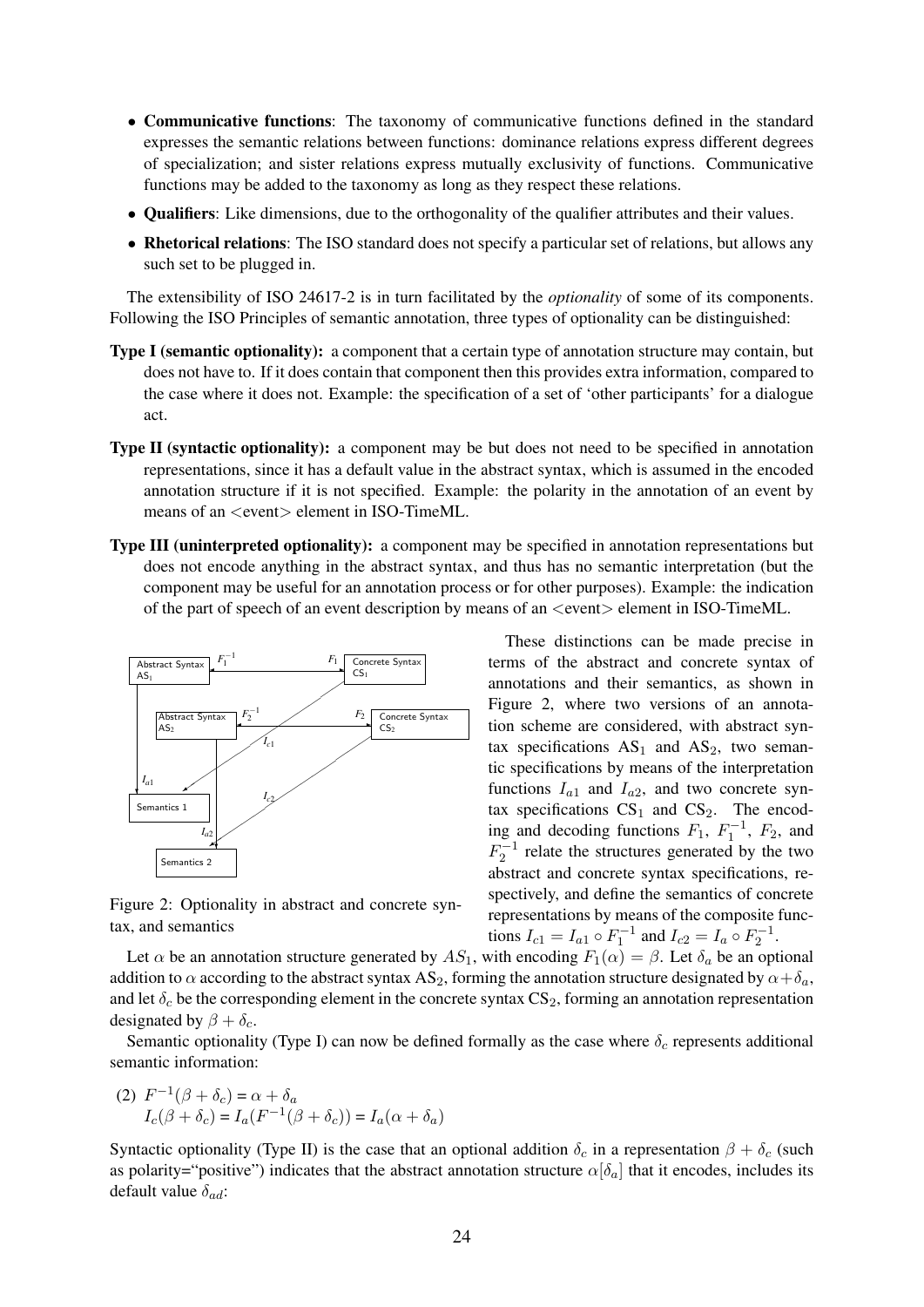- **Communicative functions**: The taxonomy of communicative functions defined in the standard expresses the semantic relations between functions: dominance relations express different degrees of specialization; and sister relations express mutually exclusivity of functions. Communicative functions may be added to the taxonomy as long as they respect these relations.
- **Qualifiers**: Like dimensions, due to the orthogonality of the qualifier attributes and their values.
- **Rhetorical relations**: The ISO standard does not specify a particular set of relations, but allows any such set to be plugged in.

The extensibility of ISO 24617-2 is in turn facilitated by the *optionality* of some of its components. Following the ISO Principles of semantic annotation, three types of optionality can be distinguished:

**Type I (semantic optionality):** a component that a certain type of annotation structure may contain, but does not have to. If it does contain that component then this provides extra information, compared to the case where it does not. Example: the specification of a set of 'other participants' for a dialogue act.

**Type II (syntactic optionality):** a component may be but does not need to be specified in annotation representations, since it has a default value in the abstract syntax, which is assumed in the encoded annotation structure if it is not specified. Example: the polarity in the annotation of an event by means of an <event> element in ISO-TimeML.

**Type III (uninterpreted optionality):** a component may be specified in annotation representations but does not encode anything in the abstract syntax, and thus has no semantic interpretation (but the component may be useful for an annotation process or for other purposes). Example: the indication of the part of speech of an event description by means of an <event> element in ISO-TimeML.

Figure 2: Optionality in abstract and concrete syntax, and semantics

These distinctions can be made precise in terms of the abstract and concrete syntax of annotations and their semantics, as shown in Figure 2, where two versions of an annotation scheme are considered, with abstract syntax specifications $\text{AS}_1$ and $\text{AS}_2$, two semantic specifications by means of the interpretation functions $I_{a1}$ and $I_{a2}$, and two concrete syntax specifications $\text{CS}_1$ and $\text{CS}_2$. The encoding and decoding functions $F_1$, $F_1^{-1}$, $F_2$, and $F_2^{-1}$ relate the structures generated by the two abstract and concrete syntax specifications, respectively, and define the semantics of concrete representations by means of the composite functions $I_{c1} = I_{a1} \circ F_1^{-1}$ and $I_{c2} = I_a \circ F_2^{-1}$.

Let $\alpha$ be an annotation structure generated by $AS_1$, with encoding $F_1(\alpha) = \beta$. Let $\delta_a$ be an optional addition to $\alpha$ according to the abstract syntax $\text{AS}_2$, forming the annotation structure designated by $\alpha + \delta_a$, and let $\delta_c$ be the corresponding element in the concrete syntax $\text{CS}_2$, forming an annotation representation designated by $\beta + \delta_c$.

Semantic optionality (Type I) can now be defined formally as the case where $\delta_c$ represents additional semantic information:

(2) $F^{-1}(\beta + \delta_c) = \alpha + \delta_a$
$I_c(\beta + \delta_c) = I_a(F^{-1}(\beta + \delta_c)) = I_a(\alpha + \delta_a)$

Syntactic optionality (Type II) is the case that an optional addition $\delta_c$ in a representation $\beta + \delta_c$ (such as polarity="positive") indicates that the abstract annotation structure $\alpha[\delta_a]$ that it encodes, includes its default value $\delta_{ad}$: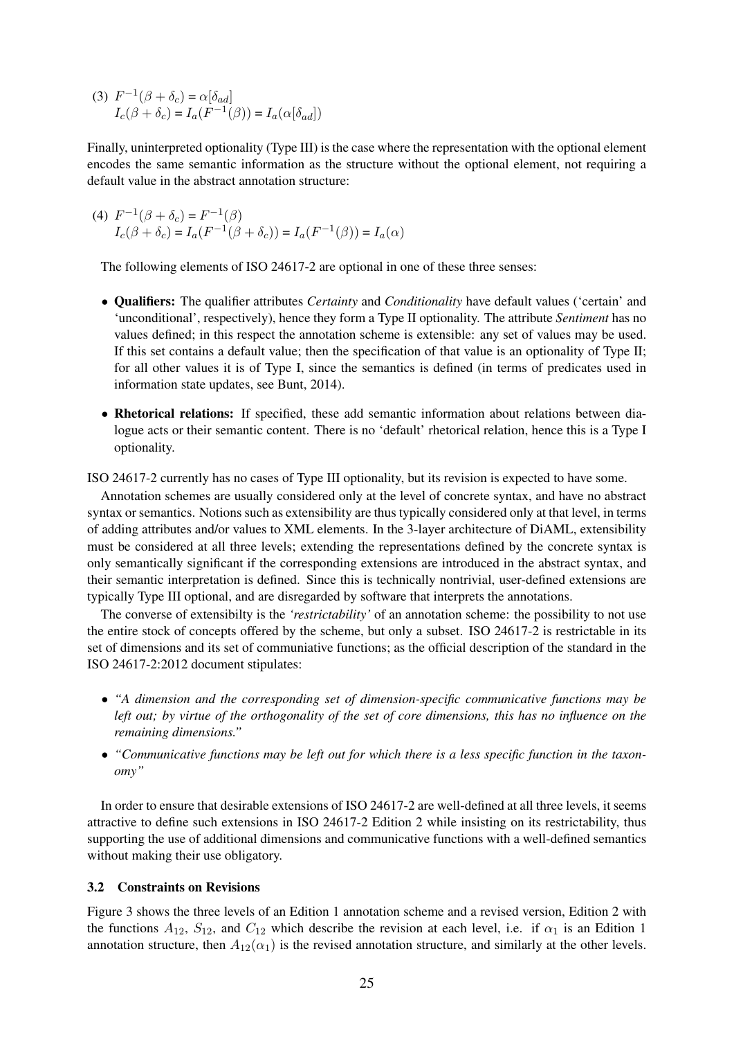(3) $F^{-1}(\beta + \delta_c) = \alpha[\delta_{ad}]$
$I_c(\beta + \delta_c) = I_a(F^{-1}(\beta)) = I_a(\alpha[\delta_{ad}])$

Finally, uninterpreted optionality (Type III) is the case where the representation with the optional element encodes the same semantic information as the structure without the optional element, not requiring a default value in the abstract annotation structure:

(4) $F^{-1}(\beta + \delta_c) = F^{-1}(\beta)$
$I_c(\beta + \delta_c) = I_a(F^{-1}(\beta + \delta_c)) = I_a(F^{-1}(\beta)) = I_a(\alpha)$

The following elements of ISO 24617-2 are optional in one of these three senses:

- **Qualifiers:** The qualifier attributes *Certainty* and *Conditionality* have default values ('certain' and 'unconditional', respectively), hence they form a Type II optionality. The attribute *Sentiment* has no values defined; in this respect the annotation scheme is extensible: any set of values may be used. If this set contains a default value; then the specification of that value is an optionality of Type II; for all other values it is of Type I, since the semantics is defined (in terms of predicates used in information state updates, see Bunt, 2014).
- **Rhetorical relations:** If specified, these add semantic information about relations between dialogue acts or their semantic content. There is no 'default' rhetorical relation, hence this is a Type I optionality.

ISO 24617-2 currently has no cases of Type III optionality, but its revision is expected to have some.

Annotation schemes are usually considered only at the level of concrete syntax, and have no abstract syntax or semantics. Notions such as extensibility are thus typically considered only at that level, in terms of adding attributes and/or values to XML elements. In the 3-layer architecture of DiAML, extensibility must be considered at all three levels; extending the representations defined by the concrete syntax is only semantically significant if the corresponding extensions are introduced in the abstract syntax, and their semantic interpretation is defined. Since this is technically nontrivial, user-defined extensions are typically Type III optional, and are disregarded by software that interprets the annotations.

The converse of extensibilty is the *'restrictability'* of an annotation scheme: the possibility to not use the entire stock of concepts offered by the scheme, but only a subset. ISO 24617-2 is restrictable in its set of dimensions and its set of communiative functions; as the official description of the standard in the ISO 24617-2:2012 document stipulates:

- *"A dimension and the corresponding set of dimension-specific communicative functions may be left out; by virtue of the orthogonality of the set of core dimensions, this has no influence on the remaining dimensions."*
- *"Communicative functions may be left out for which there is a less specific function in the taxonomy"*

In order to ensure that desirable extensions of ISO 24617-2 are well-defined at all three levels, it seems attractive to define such extensions in ISO 24617-2 Edition 2 while insisting on its restrictability, thus supporting the use of additional dimensions and communicative functions with a well-defined semantics without making their use obligatory.

### 3.2 Constraints on Revisions

Figure 3 shows the three levels of an Edition 1 annotation scheme and a revised version, Edition 2 with the functions $A_{12}$, $S_{12}$, and $C_{12}$ which describe the revision at each level, i.e. if $\alpha_1$ is an Edition 1 annotation structure, then $A_{12}(\alpha_1)$ is the revised annotation structure, and similarly at the other levels.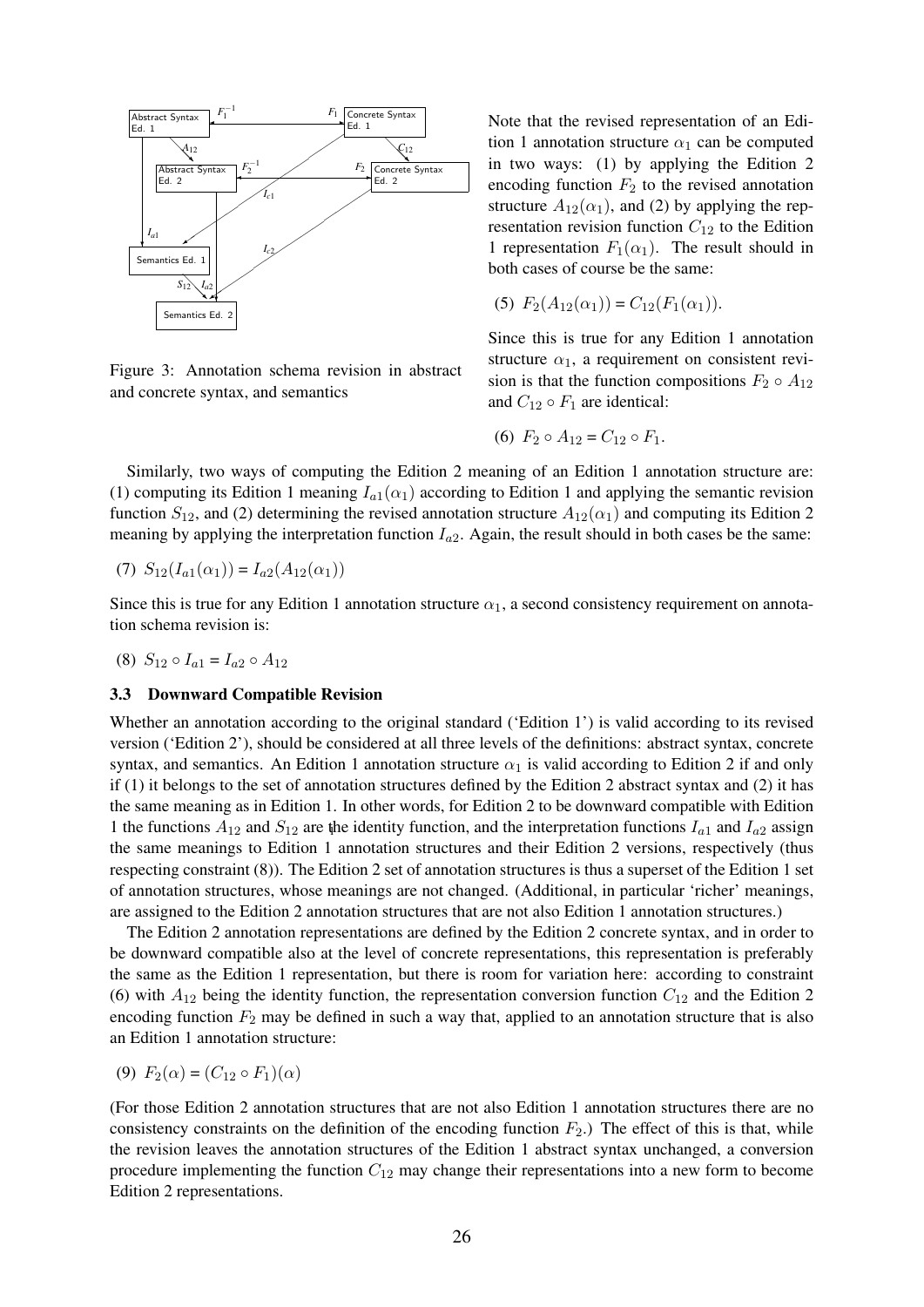Figure 3: Annotation schema revision in abstract and concrete syntax, and semantics

Note that the revised representation of an Edition 1 annotation structure $\alpha_1$ can be computed in two ways: (1) by applying the Edition 2 encoding function $F_2$ to the revised annotation structure $A_{12}(\alpha_1)$, and (2) by applying the representation revision function $C_{12}$ to the Edition 1 representation $F_1(\alpha_1)$. The result should in both cases of course be the same:

(5) $F_2(A_{12}(\alpha_1)) = C_{12}(F_1(\alpha_1))$.

Since this is true for any Edition 1 annotation structure $\alpha_1$, a requirement on consistent revision is that the function compositions $F_2 \circ A_{12}$ and $C_{12} \circ F_1$ are identical:

(6) $F_2 \circ A_{12} = C_{12} \circ F_1$.

Similarly, two ways of computing the Edition 2 meaning of an Edition 1 annotation structure are: (1) computing its Edition 1 meaning $I_{a1}(\alpha_1)$ according to Edition 1 and applying the semantic revision function $S_{12}$, and (2) determining the revised annotation structure $A_{12}(\alpha_1)$ and computing its Edition 2 meaning by applying the interpretation function $I_{a2}$. Again, the result should in both cases be the same:

(7) $S_{12}(I_{a1}(\alpha_1)) = I_{a2}(A_{12}(\alpha_1))$

Since this is true for any Edition 1 annotation structure $\alpha_1$, a second consistency requirement on annotation schema revision is:

(8) $S_{12} \circ I_{a1} = I_{a2} \circ A_{12}$

### 3.3 Downward Compatible Revision

Whether an annotation according to the original standard ('Edition 1') is valid according to its revised version ('Edition 2'), should be considered at all three levels of the definitions: abstract syntax, concrete syntax, and semantics. An Edition 1 annotation structure $\alpha_1$ is valid according to Edition 2 if and only if (1) it belongs to the set of annotation structures defined by the Edition 2 abstract syntax and (2) it has the same meaning as in Edition 1. In other words, for Edition 2 to be downward compatible with Edition 1 the functions $A_{12}$ and $S_{12}$ are the identity function, and the interpretation functions $I_{a1}$ and $I_{a2}$ assign the same meanings to Edition 1 annotation structures and their Edition 2 versions, respectively (thus respecting constraint (8)). The Edition 2 set of annotation structures is thus a superset of the Edition 1 set of annotation structures, whose meanings are not changed. (Additional, in particular 'richer' meanings, are assigned to the Edition 2 annotation structures that are not also Edition 1 annotation structures.)

The Edition 2 annotation representations are defined by the Edition 2 concrete syntax, and in order to be downward compatible also at the level of concrete representations, this representation is preferably the same as the Edition 1 representation, but there is room for variation here: according to constraint (6) with $A_{12}$ being the identity function, the representation conversion function $C_{12}$ and the Edition 2 encoding function $F_2$ may be defined in such a way that, applied to an annotation structure that is also an Edition 1 annotation structure:

(9) $F_2(\alpha) = (C_{12} \circ F_1)(\alpha)$

(For those Edition 2 annotation structures that are not also Edition 1 annotation structures there are no consistency constraints on the definition of the encoding function $F_2$.) The effect of this is that, while the revision leaves the annotation structures of the Edition 1 abstract syntax unchanged, a conversion procedure implementing the function $C_{12}$ may change their representations into a new form to become Edition 2 representations.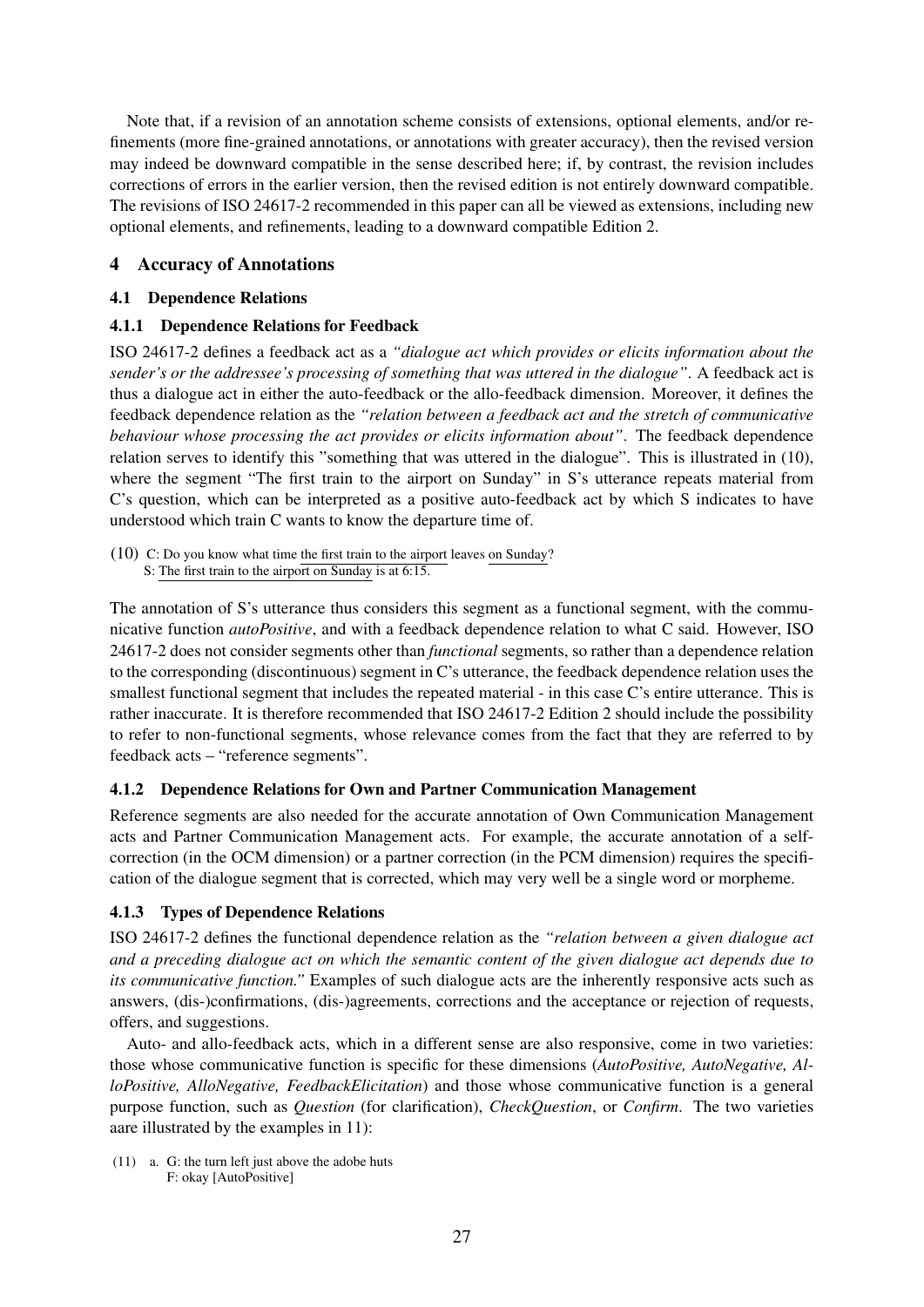Note that, if a revision of an annotation scheme consists of extensions, optional elements, and/or refinements (more fine-grained annotations, or annotations with greater accuracy), then the revised version may indeed be downward compatible in the sense described here; if, by contrast, the revision includes corrections of errors in the earlier version, then the revised edition is not entirely downward compatible. The revisions of ISO 24617-2 recommended in this paper can all be viewed as extensions, including new optional elements, and refinements, leading to a downward compatible Edition 2.

## 4 Accuracy of Annotations

### 4.1 Dependence Relations

#### 4.1.1 Dependence Relations for Feedback

ISO 24617-2 defines a feedback act as a *"dialogue act which provides or elicits information about the sender's or the addressee's processing of something that was uttered in the dialogue"*. A feedback act is thus a dialogue act in either the auto-feedback or the allo-feedback dimension. Moreover, it defines the feedback dependence relation as the *"relation between a feedback act and the stretch of communicative behaviour whose processing the act provides or elicits information about"*. The feedback dependence relation serves to identify this "something that was uttered in the dialogue". This is illustrated in (10), where the segment "The first train to the airport on Sunday" in S's utterance repeats material from C's question, which can be interpreted as a positive auto-feedback act by which S indicates to have understood which train C wants to know the departure time of.

(10) C: Do you know what time the first train to the airport leaves on Sunday?
S: The first train to the airport on Sunday is at 6:15.

The annotation of S's utterance thus considers this segment as a functional segment, with the communicative function *autoPositive*, and with a feedback dependence relation to what C said. However, ISO 24617-2 does not consider segments other than *functional* segments, so rather than a dependence relation to the corresponding (discontinuous) segment in C's utterance, the feedback dependence relation uses the smallest functional segment that includes the repeated material - in this case C's entire utterance. This is rather inaccurate. It is therefore recommended that ISO 24617-2 Edition 2 should include the possibility to refer to non-functional segments, whose relevance comes from the fact that they are referred to by feedback acts – "reference segments".

#### 4.1.2 Dependence Relations for Own and Partner Communication Management

Reference segments are also needed for the accurate annotation of Own Communication Management acts and Partner Communication Management acts. For example, the accurate annotation of a self-correction (in the OCM dimension) or a partner correction (in the PCM dimension) requires the specification of the dialogue segment that is corrected, which may very well be a single word or morpheme.

#### 4.1.3 Types of Dependence Relations

ISO 24617-2 defines the functional dependence relation as the *"relation between a given dialogue act and a preceding dialogue act on which the semantic content of the given dialogue act depends due to its communicative function."* Examples of such dialogue acts are the inherently responsive acts such as answers, (dis-)confirmations, (dis-)agreements, corrections and the acceptance or rejection of requests, offers, and suggestions.

Auto- and allo-feedback acts, which in a different sense are also responsive, come in two varieties: those whose communicative function is specific for these dimensions (*AutoPositive, AutoNegative, AlloPositive, AlloNegative, FeedbackElicitation*) and those whose communicative function is a general purpose function, such as *Question* (for clarification), *CheckQuestion*, or *Confirm*. The two varieties aare illustrated by the examples in 11):

(11) a. G: the turn left just above the adobe huts
F: okay [AutoPositive]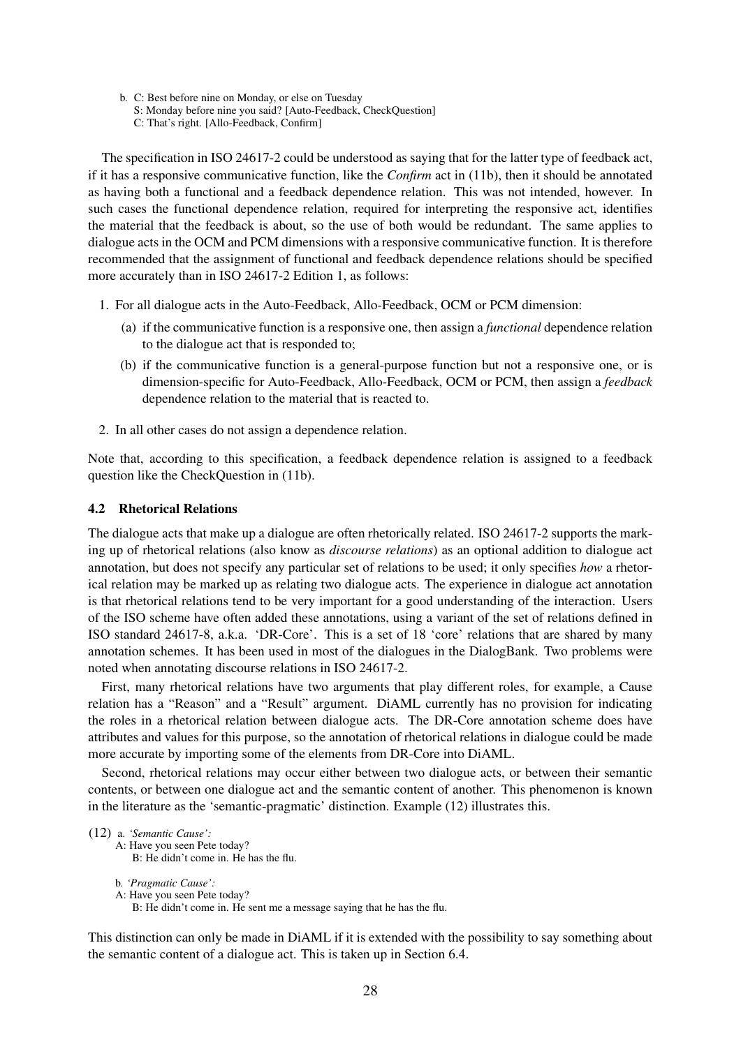b. C: Best before nine on Monday, or else on Tuesday
   S: Monday before nine you said? [Auto-Feedback, CheckQuestion]
   C: That's right. [Allo-Feedback, Confirm]

The specification in ISO 24617-2 could be understood as saying that for the latter type of feedback act, if it has a responsive communicative function, like the *Confirm* act in (11b), then it should be annotated as having both a functional and a feedback dependence relation. This was not intended, however. In such cases the functional dependence relation, required for interpreting the responsive act, identifies the material that the feedback is about, so the use of both would be redundant. The same applies to dialogue acts in the OCM and PCM dimensions with a responsive communicative function. It is therefore recommended that the assignment of functional and feedback dependence relations should be specified more accurately than in ISO 24617-2 Edition 1, as follows:

1. For all dialogue acts in the Auto-Feedback, Allo-Feedback, OCM or PCM dimension:
   (a) if the communicative function is a responsive one, then assign a *functional* dependence relation to the dialogue act that is responded to;
   (b) if the communicative function is a general-purpose function but not a responsive one, or is dimension-specific for Auto-Feedback, Allo-Feedback, OCM or PCM, then assign a *feedback* dependence relation to the material that is reacted to.
2. In all other cases do not assign a dependence relation.

Note that, according to this specification, a feedback dependence relation is assigned to a feedback question like the CheckQuestion in (11b).

### 4.2 Rhetorical Relations

The dialogue acts that make up a dialogue are often rhetorically related. ISO 24617-2 supports the marking up of rhetorical relations (also know as *discourse relations*) as an optional addition to dialogue act annotation, but does not specify any particular set of relations to be used; it only specifies *how* a rhetorical relation may be marked up as relating two dialogue acts. The experience in dialogue act annotation is that rhetorical relations tend to be very important for a good understanding of the interaction. Users of the ISO scheme have often added these annotations, using a variant of the set of relations defined in ISO standard 24617-8, a.k.a. 'DR-Core'. This is a set of 18 'core' relations that are shared by many annotation schemes. It has been used in most of the dialogues in the DialogBank. Two problems were noted when annotating discourse relations in ISO 24617-2.

First, many rhetorical relations have two arguments that play different roles, for example, a Cause relation has a "Reason" and a "Result" argument. DiAML currently has no provision for indicating the roles in a rhetorical relation between dialogue acts. The DR-Core annotation scheme does have attributes and values for this purpose, so the annotation of rhetorical relations in dialogue could be made more accurate by importing some of the elements from DR-Core into DiAML.

Second, rhetorical relations may occur either between two dialogue acts, or between their semantic contents, or between one dialogue act and the semantic content of another. This phenomenon is known in the literature as the 'semantic-pragmatic' distinction. Example (12) illustrates this.

(12) a. *'Semantic Cause':*
   A: Have you seen Pete today?
   B: He didn't come in. He has the flu.

   b. *'Pragmatic Cause':*
   A: Have you seen Pete today?
   B: He didn't come in. He sent me a message saying that he has the flu.

This distinction can only be made in DiAML if it is extended with the possibility to say something about the semantic content of a dialogue act. This is taken up in Section 6.4.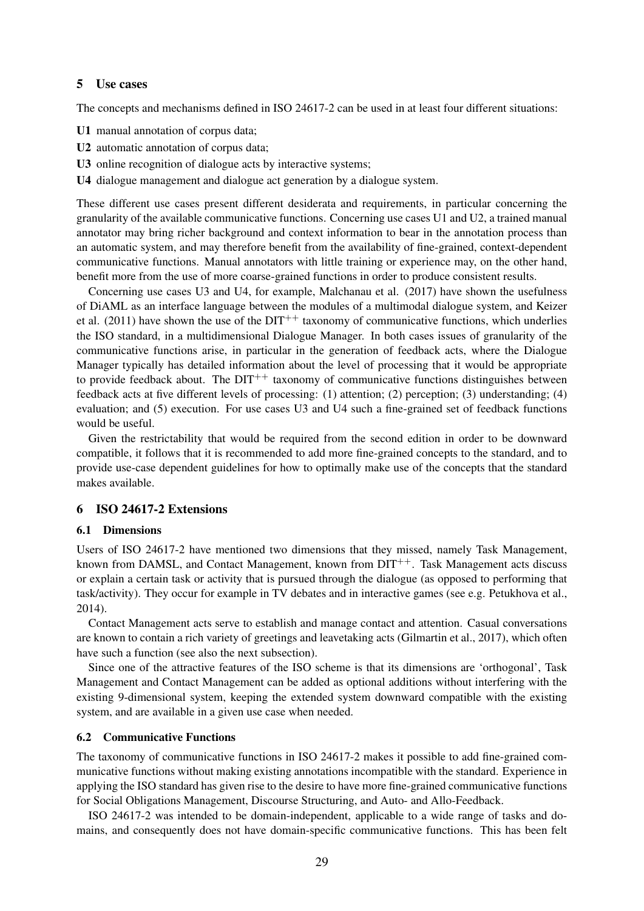## 5 Use cases

The concepts and mechanisms defined in ISO 24617-2 can be used in at least four different situations:

**U1** manual annotation of corpus data;

**U2** automatic annotation of corpus data;

**U3** online recognition of dialogue acts by interactive systems;

**U4** dialogue management and dialogue act generation by a dialogue system.

These different use cases present different desiderata and requirements, in particular concerning the granularity of the available communicative functions. Concerning use cases U1 and U2, a trained manual annotator may bring richer background and context information to bear in the annotation process than an automatic system, and may therefore benefit from the availability of fine-grained, context-dependent communicative functions. Manual annotators with little training or experience may, on the other hand, benefit more from the use of more coarse-grained functions in order to produce consistent results.

Concerning use cases U3 and U4, for example, Malchanau et al. (2017) have shown the usefulness of DiAML as an interface language between the modules of a multimodal dialogue system, and Keizer et al. (2011) have shown the use of the $\text{DIT}^{++}$ taxonomy of communicative functions, which underlies the ISO standard, in a multidimensional Dialogue Manager. In both cases issues of granularity of the communicative functions arise, in particular in the generation of feedback acts, where the Dialogue Manager typically has detailed information about the level of processing that it would be appropriate to provide feedback about. The $\text{DIT}^{++}$ taxonomy of communicative functions distinguishes between feedback acts at five different levels of processing: (1) attention; (2) perception; (3) understanding; (4) evaluation; and (5) execution. For use cases U3 and U4 such a fine-grained set of feedback functions would be useful.

Given the restrictability that would be required from the second edition in order to be downward compatible, it follows that it is recommended to add more fine-grained concepts to the standard, and to provide use-case dependent guidelines for how to optimally make use of the concepts that the standard makes available.

## 6 ISO 24617-2 Extensions

### 6.1 Dimensions

Users of ISO 24617-2 have mentioned two dimensions that they missed, namely Task Management, known from DAMSL, and Contact Management, known from $\text{DIT}^{++}$. Task Management acts discuss or explain a certain task or activity that is pursued through the dialogue (as opposed to performing that task/activity). They occur for example in TV debates and in interactive games (see e.g. Petukhova et al., 2014).

Contact Management acts serve to establish and manage contact and attention. Casual conversations are known to contain a rich variety of greetings and leavetaking acts (Gilmartin et al., 2017), which often have such a function (see also the next subsection).

Since one of the attractive features of the ISO scheme is that its dimensions are 'orthogonal', Task Management and Contact Management can be added as optional additions without interfering with the existing 9-dimensional system, keeping the extended system downward compatible with the existing system, and are available in a given use case when needed.

### 6.2 Communicative Functions

The taxonomy of communicative functions in ISO 24617-2 makes it possible to add fine-grained communicative functions without making existing annotations incompatible with the standard. Experience in applying the ISO standard has given rise to the desire to have more fine-grained communicative functions for Social Obligations Management, Discourse Structuring, and Auto- and Allo-Feedback.

ISO 24617-2 was intended to be domain-independent, applicable to a wide range of tasks and domains, and consequently does not have domain-specific communicative functions. This has been felt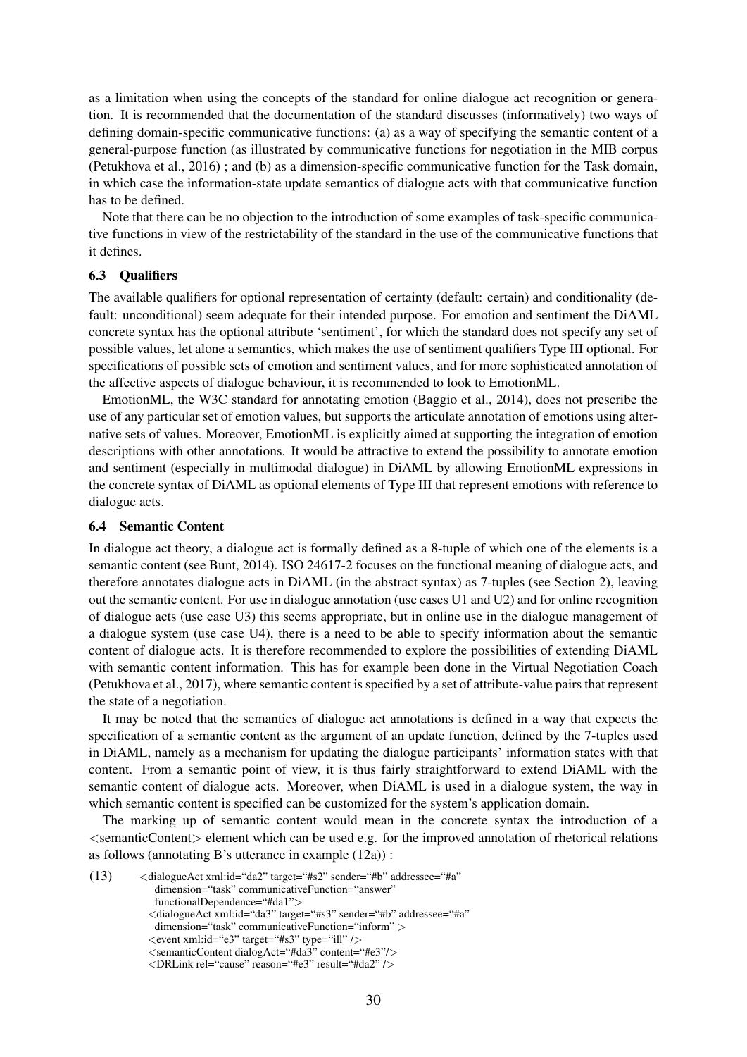as a limitation when using the concepts of the standard for online dialogue act recognition or generation. It is recommended that the documentation of the standard discusses (informatively) two ways of defining domain-specific communicative functions: (a) as a way of specifying the semantic content of a general-purpose function (as illustrated by communicative functions for negotiation in the MIB corpus (Petukhova et al., 2016) ; and (b) as a dimension-specific communicative function for the Task domain, in which case the information-state update semantics of dialogue acts with that communicative function has to be defined.

Note that there can be no objection to the introduction of some examples of task-specific communicative functions in view of the restrictability of the standard in the use of the communicative functions that it defines.

### 6.3 Qualifiers

The available qualifiers for optional representation of certainty (default: certain) and conditionality (default: unconditional) seem adequate for their intended purpose. For emotion and sentiment the DiAML concrete syntax has the optional attribute 'sentiment', for which the standard does not specify any set of possible values, let alone a semantics, which makes the use of sentiment qualifiers Type III optional. For specifications of possible sets of emotion and sentiment values, and for more sophisticated annotation of the affective aspects of dialogue behaviour, it is recommended to look to EmotionML.

EmotionML, the W3C standard for annotating emotion (Baggio et al., 2014), does not prescribe the use of any particular set of emotion values, but supports the articulate annotation of emotions using alternative sets of values. Moreover, EmotionML is explicitly aimed at supporting the integration of emotion descriptions with other annotations. It would be attractive to extend the possibility to annotate emotion and sentiment (especially in multimodal dialogue) in DiAML by allowing EmotionML expressions in the concrete syntax of DiAML as optional elements of Type III that represent emotions with reference to dialogue acts.

### 6.4 Semantic Content

In dialogue act theory, a dialogue act is formally defined as a 8-tuple of which one of the elements is a semantic content (see Bunt, 2014). ISO 24617-2 focuses on the functional meaning of dialogue acts, and therefore annotates dialogue acts in DiAML (in the abstract syntax) as 7-tuples (see Section 2), leaving out the semantic content. For use in dialogue annotation (use cases U1 and U2) and for online recognition of dialogue acts (use case U3) this seems appropriate, but in online use in the dialogue management of a dialogue system (use case U4), there is a need to be able to specify information about the semantic content of dialogue acts. It is therefore recommended to explore the possibilities of extending DiAML with semantic content information. This has for example been done in the Virtual Negotiation Coach (Petukhova et al., 2017), where semantic content is specified by a set of attribute-value pairs that represent the state of a negotiation.

It may be noted that the semantics of dialogue act annotations is defined in a way that expects the specification of a semantic content as the argument of an update function, defined by the 7-tuples used in DiAML, namely as a mechanism for updating the dialogue participants' information states with that content. From a semantic point of view, it is thus fairly straightforward to extend DiAML with the semantic content of dialogue acts. Moreover, when DiAML is used in a dialogue system, the way in which semantic content is specified can be customized for the system's application domain.

The marking up of semantic content would mean in the concrete syntax the introduction of a <semanticContent> element which can be used e.g. for the improved annotation of rhetorical relations as follows (annotating B's utterance in example (12a)) :

(13)
```
<dialogueAct xml:id="da2" target="#s2" sender="#b" addressee="#a"
   dimension="task" communicativeFunction="answer"
   functionalDependence="#da1">
  <dialogueAct xml:id="da3" target="#s3" sender="#b" addressee="#a"
   dimension="task" communicativeFunction="inform" >
  <event xml:id="e3" target="#s3" type="ill" />
  <semanticContent dialogAct="#da3" content="#e3"/>
  <DRLink rel="cause" reason="#e3" result="#da2" />
```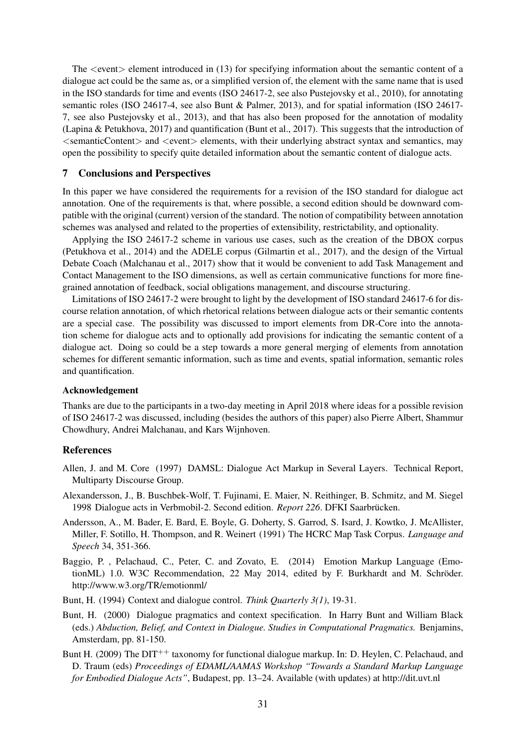The <event> element introduced in (13) for specifying information about the semantic content of a dialogue act could be the same as, or a simplified version of, the element with the same name that is used in the ISO standards for time and events (ISO 24617-2, see also Pustejovsky et al., 2010), for annotating semantic roles (ISO 24617-4, see also Bunt & Palmer, 2013), and for spatial information (ISO 24617-7, see also Pustejovsky et al., 2013), and that has also been proposed for the annotation of modality (Lapina & Petukhova, 2017) and quantification (Bunt et al., 2017). This suggests that the introduction of <semanticContent> and <event> elements, with their underlying abstract syntax and semantics, may open the possibility to specify quite detailed information about the semantic content of dialogue acts.

## 7 Conclusions and Perspectives

In this paper we have considered the requirements for a revision of the ISO standard for dialogue act annotation. One of the requirements is that, where possible, a second edition should be downward compatible with the original (current) version of the standard. The notion of compatibility between annotation schemes was analysed and related to the properties of extensibility, restrictability, and optionality.

Applying the ISO 24617-2 scheme in various use cases, such as the creation of the DBOX corpus (Petukhova et al., 2014) and the ADELE corpus (Gilmartin et al., 2017), and the design of the Virtual Debate Coach (Malchanau et al., 2017) show that it would be convenient to add Task Management and Contact Management to the ISO dimensions, as well as certain communicative functions for more fine-grained annotation of feedback, social obligations management, and discourse structuring.

Limitations of ISO 24617-2 were brought to light by the development of ISO standard 24617-6 for discourse relation annotation, of which rhetorical relations between dialogue acts or their semantic contents are a special case. The possibility was discussed to import elements from DR-Core into the annotation scheme for dialogue acts and to optionally add provisions for indicating the semantic content of a dialogue act. Doing so could be a step towards a more general merging of elements from annotation schemes for different semantic information, such as time and events, spatial information, semantic roles and quantification.

### Acknowledgement

Thanks are due to the participants in a two-day meeting in April 2018 where ideas for a possible revision of ISO 24617-2 was discussed, including (besides the authors of this paper) also Pierre Albert, Shammur Chowdhury, Andrei Malchanau, and Kars Wijnhoven.

## References

Allen, J. and M. Core (1997) DAMSL: Dialogue Act Markup in Several Layers. Technical Report, Multiparty Discourse Group.

Alexandersson, J., B. Buschbek-Wolf, T. Fujinami, E. Maier, N. Reithinger, B. Schmitz, and M. Siegel 1998 Dialogue acts in Verbmobil-2. Second edition. *Report 226*. DFKI Saarbrücken.

Andersson, A., M. Bader, E. Bard, E. Boyle, G. Doherty, S. Garrod, S. Isard, J. Kowtko, J. McAllister, Miller, F. Sotillo, H. Thompson, and R. Weinert (1991) The HCRC Map Task Corpus. *Language and Speech* 34, 351-366.

Baggio, P. , Pelachaud, C., Peter, C. and Zovato, E. (2014) Emotion Markup Language (EmotionML) 1.0. W3C Recommendation, 22 May 2014, edited by F. Burkhardt and M. Schröder. http://www.w3.org/TR/emotionml/

Bunt, H. (1994) Context and dialogue control. *Think Quarterly 3(1)*, 19-31.

Bunt, H. (2000) Dialogue pragmatics and context specification. In Harry Bunt and William Black (eds.) *Abduction, Belief, and Context in Dialogue. Studies in Computational Pragmatics.* Benjamins, Amsterdam, pp. 81-150.

Bunt H. (2009) The DIT$^{++}$ taxonomy for functional dialogue markup. In: D. Heylen, C. Pelachaud, and D. Traum (eds) *Proceedings of EDAML/AAMAS Workshop "Towards a Standard Markup Language for Embodied Dialogue Acts"*, Budapest, pp. 13–24. Available (with updates) at http://dit.uvt.nl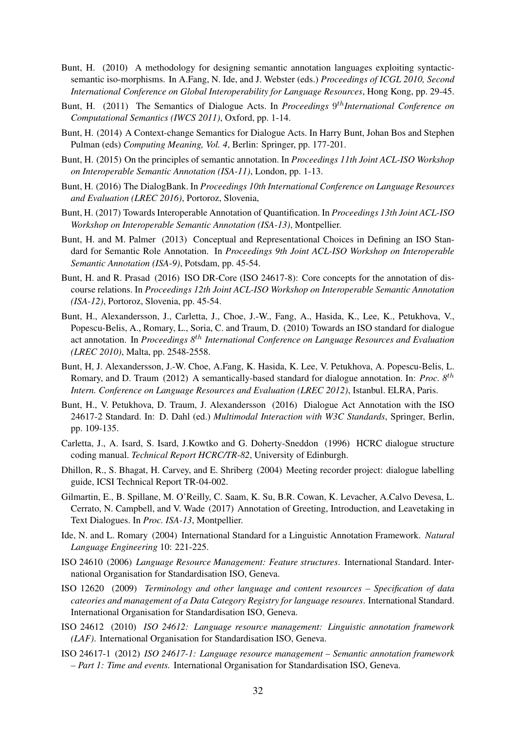Bunt, H. (2010) A methodology for designing semantic annotation languages exploiting syntactic-semantic iso-morphisms. In A.Fang, N. Ide, and J. Webster (eds.) *Proceedings of ICGL 2010, Second International Conference on Global Interoperability for Language Resources*, Hong Kong, pp. 29-45.

Bunt, H. (2011) The Semantics of Dialogue Acts. In *Proceedings* $9^{th}$*International Conference on Computational Semantics (IWCS 2011)*, Oxford, pp. 1-14.

Bunt, H. (2014) A Context-change Semantics for Dialogue Acts. In Harry Bunt, Johan Bos and Stephen Pulman (eds) *Computing Meaning, Vol. 4*, Berlin: Springer, pp. 177-201.

Bunt, H. (2015) On the principles of semantic annotation. In *Proceedings 11th Joint ACL-ISO Workshop on Interoperable Semantic Annotation (ISA-11)*, London, pp. 1-13.

Bunt, H. (2016) The DialogBank. In *Proceedings 10th International Conference on Language Resources and Evaluation (LREC 2016)*, Portoroz, Slovenia,

Bunt, H. (2017) Towards Interoperable Annotation of Quantification. In *Proceedings 13th Joint ACL-ISO Workshop on Interoperable Semantic Annotation (ISA-13)*, Montpellier.

Bunt, H. and M. Palmer (2013) Conceptual and Representational Choices in Defining an ISO Standard for Semantic Role Annotation. In *Proceedings 9th Joint ACL-ISO Workshop on Interoperable Semantic Annotation (ISA-9)*, Potsdam, pp. 45-54.

Bunt, H. and R. Prasad (2016) ISO DR-Core (ISO 24617-8): Core concepts for the annotation of discourse relations. In *Proceedings 12th Joint ACL-ISO Workshop on Interoperable Semantic Annotation (ISA-12)*, Portoroz, Slovenia, pp. 45-54.

Bunt, H., Alexandersson, J., Carletta, J., Choe, J.-W., Fang, A., Hasida, K., Lee, K., Petukhova, V., Popescu-Belis, A., Romary, L., Soria, C. and Traum, D. (2010) Towards an ISO standard for dialogue act annotation. In *Proceedings* $8^{th}$ *International Conference on Language Resources and Evaluation (LREC 2010)*, Malta, pp. 2548-2558.

Bunt, H, J. Alexandersson, J.-W. Choe, A.Fang, K. Hasida, K. Lee, V. Petukhova, A. Popescu-Belis, L. Romary, and D. Traum (2012) A semantically-based standard for dialogue annotation. In: *Proc.* $8^{th}$ *Intern. Conference on Language Resources and Evaluation (LREC 2012)*, Istanbul. ELRA, Paris.

Bunt, H., V. Petukhova, D. Traum, J. Alexandersson (2016) Dialogue Act Annotation with the ISO 24617-2 Standard. In: D. Dahl (ed.) *Multimodal Interaction with W3C Standards*, Springer, Berlin, pp. 109-135.

Carletta, J., A. Isard, S. Isard, J.Kowtko and G. Doherty-Sneddon (1996) HCRC dialogue structure coding manual. *Technical Report HCRC/TR-82*, University of Edinburgh.

Dhillon, R., S. Bhagat, H. Carvey, and E. Shriberg (2004) Meeting recorder project: dialogue labelling guide, ICSI Technical Report TR-04-002.

Gilmartin, E., B. Spillane, M. O'Reilly, C. Saam, K. Su, B.R. Cowan, K. Levacher, A.Calvo Devesa, L. Cerrato, N. Campbell, and V. Wade (2017) Annotation of Greeting, Introduction, and Leavetaking in Text Dialogues. In *Proc. ISA-13*, Montpellier.

Ide, N. and L. Romary (2004) International Standard for a Linguistic Annotation Framework. *Natural Language Engineering* 10: 221-225.

ISO 24610 (2006) *Language Resource Management: Feature structures*. International Standard. International Organisation for Standardisation ISO, Geneva.

ISO 12620 (2009) *Terminology and other language and content resources – Specification of data cateories and management of a Data Category Registry for language resoures*. International Standard. International Organisation for Standardisation ISO, Geneva.

ISO 24612 (2010) *ISO 24612: Language resource management: Linguistic annotation framework (LAF)*. International Organisation for Standardisation ISO, Geneva.

ISO 24617-1 (2012) *ISO 24617-1: Language resource management – Semantic annotation framework – Part 1: Time and events*. International Organisation for Standardisation ISO, Geneva.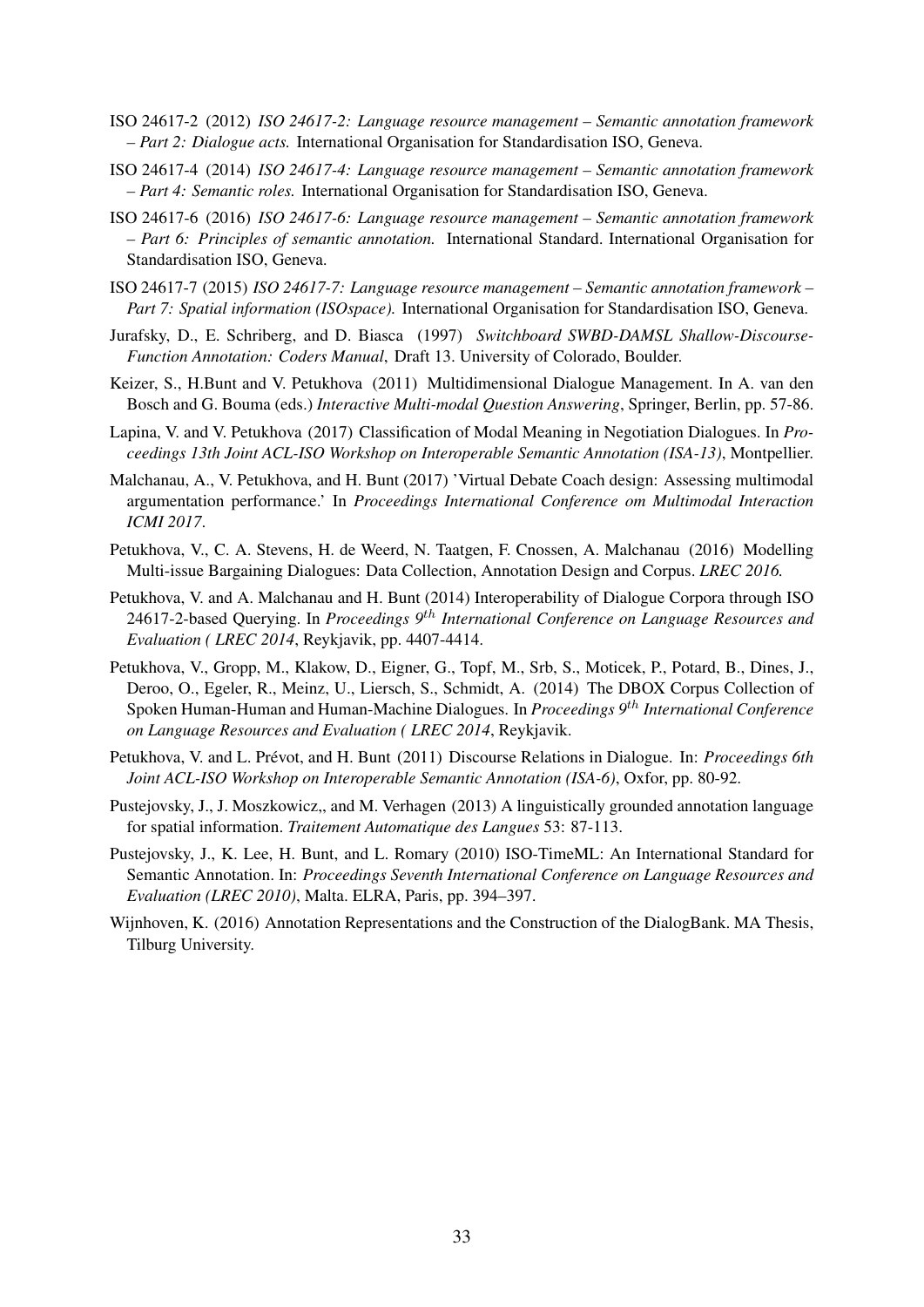ISO 24617-2 (2012) *ISO 24617-2: Language resource management – Semantic annotation framework – Part 2: Dialogue acts.* International Organisation for Standardisation ISO, Geneva.

ISO 24617-4 (2014) *ISO 24617-4: Language resource management – Semantic annotation framework – Part 4: Semantic roles.* International Organisation for Standardisation ISO, Geneva.

ISO 24617-6 (2016) *ISO 24617-6: Language resource management – Semantic annotation framework – Part 6: Principles of semantic annotation.* International Standard. International Organisation for Standardisation ISO, Geneva.

ISO 24617-7 (2015) *ISO 24617-7: Language resource management – Semantic annotation framework – Part 7: Spatial information (ISOspace).* International Organisation for Standardisation ISO, Geneva.

Jurafsky, D., E. Schriberg, and D. Biasca (1997) *Switchboard SWBD-DAMSL Shallow-Discourse-Function Annotation: Coders Manual*, Draft 13. University of Colorado, Boulder.

Keizer, S., H.Bunt and V. Petukhova (2011) Multidimensional Dialogue Management. In A. van den Bosch and G. Bouma (eds.) *Interactive Multi-modal Question Answering*, Springer, Berlin, pp. 57-86.

Lapina, V. and V. Petukhova (2017) Classification of Modal Meaning in Negotiation Dialogues. In *Proceedings 13th Joint ACL-ISO Workshop on Interoperable Semantic Annotation (ISA-13)*, Montpellier.

Malchanau, A., V. Petukhova, and H. Bunt (2017) 'Virtual Debate Coach design: Assessing multimodal argumentation performance.' In *Proceedings International Conference om Multimodal Interaction ICMI 2017*.

Petukhova, V., C. A. Stevens, H. de Weerd, N. Taatgen, F. Cnossen, A. Malchanau (2016) Modelling Multi-issue Bargaining Dialogues: Data Collection, Annotation Design and Corpus. *LREC 2016.*

Petukhova, V. and A. Malchanau and H. Bunt (2014) Interoperability of Dialogue Corpora through ISO 24617-2-based Querying. In *Proceedings 9$^{th}$ International Conference on Language Resources and Evaluation ( LREC 2014*, Reykjavik, pp. 4407-4414.

Petukhova, V., Gropp, M., Klakow, D., Eigner, G., Topf, M., Srb, S., Moticek, P., Potard, B., Dines, J., Deroo, O., Egeler, R., Meinz, U., Liersch, S., Schmidt, A. (2014) The DBOX Corpus Collection of Spoken Human-Human and Human-Machine Dialogues. In *Proceedings 9$^{th}$ International Conference on Language Resources and Evaluation ( LREC 2014*, Reykjavik.

Petukhova, V. and L. Prévot, and H. Bunt (2011) Discourse Relations in Dialogue. In: *Proceedings 6th Joint ACL-ISO Workshop on Interoperable Semantic Annotation (ISA-6)*, Oxfor, pp. 80-92.

Pustejovsky, J., J. Moszkowicz,, and M. Verhagen (2013) A linguistically grounded annotation language for spatial information. *Traitement Automatique des Langues* 53: 87-113.

Pustejovsky, J., K. Lee, H. Bunt, and L. Romary (2010) ISO-TimeML: An International Standard for Semantic Annotation. In: *Proceedings Seventh International Conference on Language Resources and Evaluation (LREC 2010)*, Malta. ELRA, Paris, pp. 394–397.

Wijnhoven, K. (2016) Annotation Representations and the Construction of the DialogBank. MA Thesis, Tilburg University.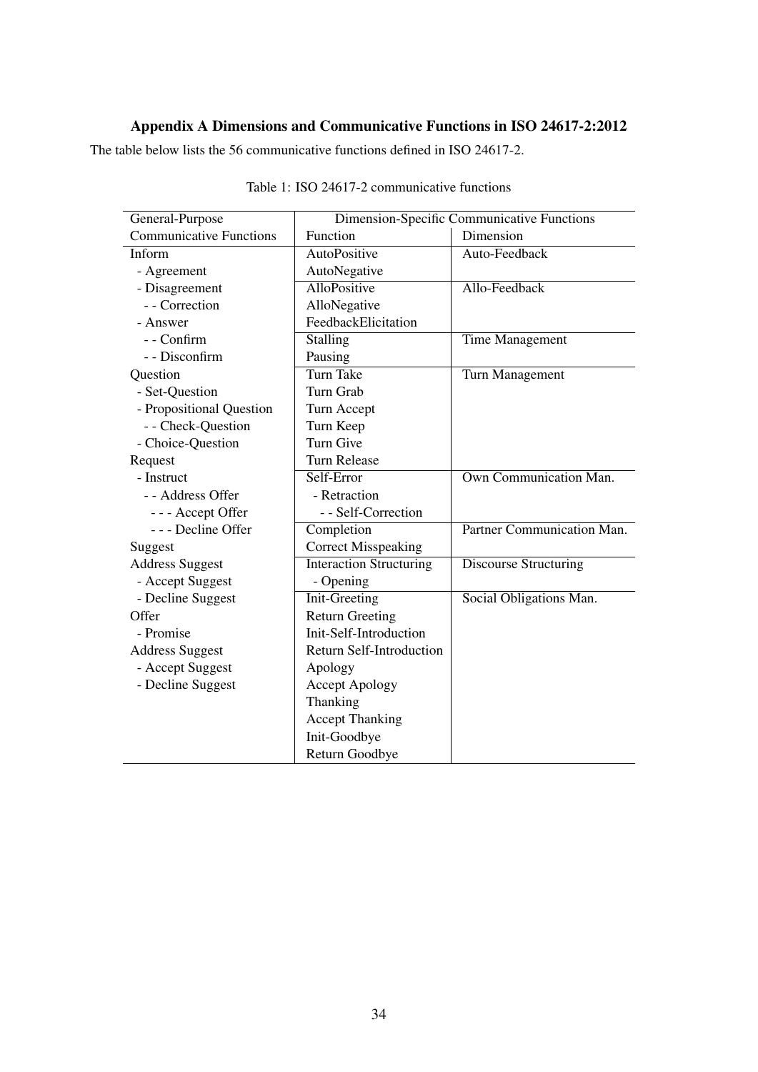## Appendix A Dimensions and Communicative Functions in ISO 24617-2:2012

The table below lists the 56 communicative functions defined in ISO 24617-2.

Table 1: ISO 24617-2 communicative functions

| General-Purpose | Dimension-Specific Communicative Functions | |
|---|---|---|
| Communicative Functions | Function | Dimension |
| Inform | AutoPositive | Auto-Feedback |
| - Agreement | AutoNegative | |
| - Disagreement | AlloPositive | Allo-Feedback |
| - - Correction | AlloNegative | |
| - Answer | FeedbackElicitation | |
| - - Confirm | Stalling | Time Management |
| - - Disconfirm | Pausing | |
| Question | Turn Take | Turn Management |
| - Set-Question | Turn Grab | |
| - Propositional Question | Turn Accept | |
| - - Check-Question | Turn Keep | |
| - Choice-Question | Turn Give | |
| Request | Turn Release | |
| - Instruct | Self-Error | Own Communication Man. |
| - - Address Offer | - Retraction | |
| - - - Accept Offer | - - Self-Correction | |
| - - - Decline Offer | Completion | Partner Communication Man. |
| Suggest | Correct Misspeaking | |
| Address Suggest | Interaction Structuring | Discourse Structuring |
| - Accept Suggest | - Opening | |
| - Decline Suggest | Init-Greeting | Social Obligations Man. |
| Offer | Return Greeting | |
| - Promise | Init-Self-Introduction | |
| Address Suggest | Return Self-Introduction | |
| - Accept Suggest | Apology | |
| - Decline Suggest | Accept Apology | |
| | Thanking | |
| | Accept Thanking | |
| | Init-Goodbye | |
| | Return Goodbye | |